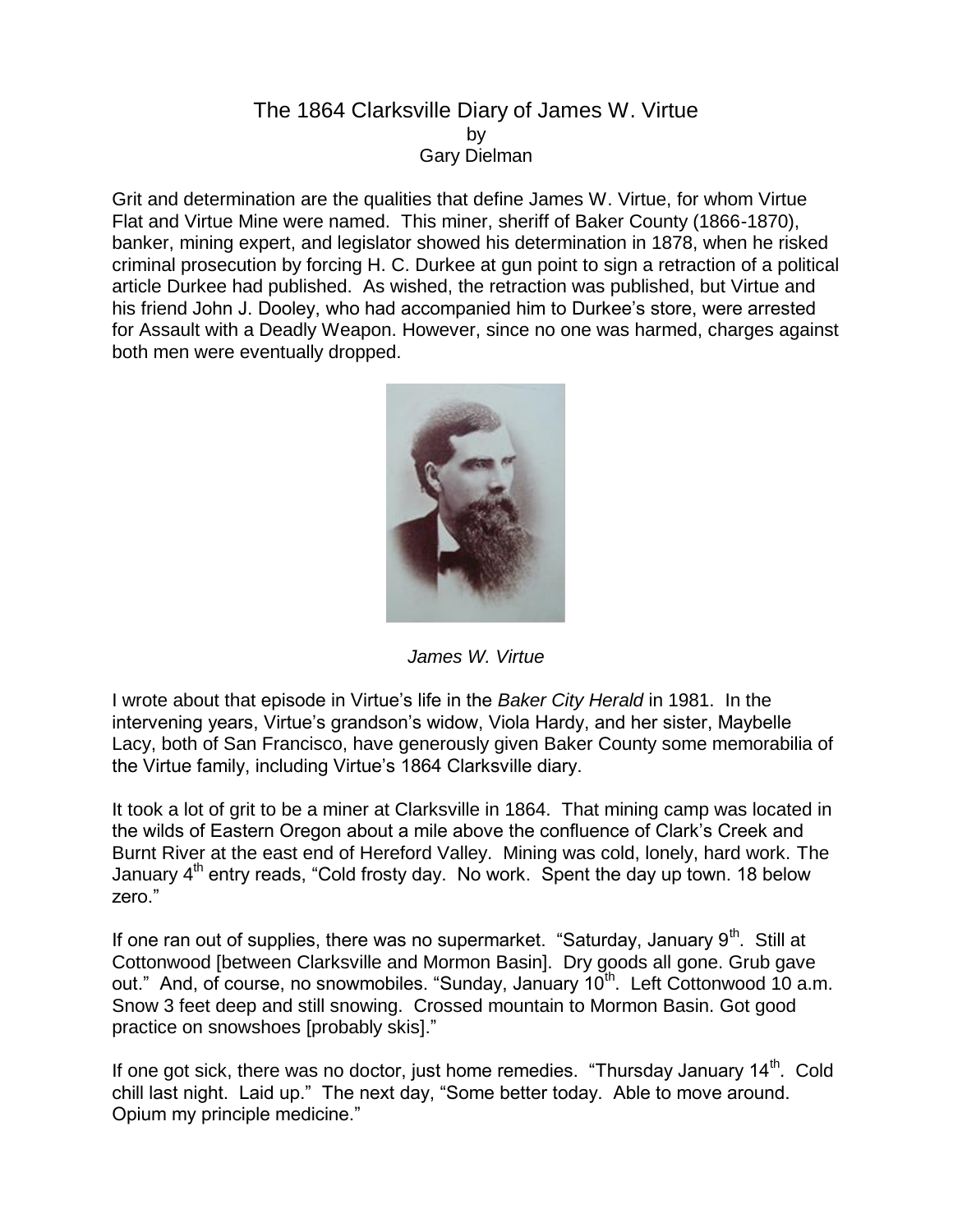# The 1864 Clarksville Diary of James W. Virtue

by

Gary Dielman

Grit and determination are the qualities that define James W. Virtue, for whom Virtue Flat and Virtue Mine were named. This miner, sheriff of Baker County (1866-1870), banker, mining expert, and legislator showed his determination in 1878, when he risked criminal prosecution by forcing H. C. Durkee at gun point to sign a retraction of a political article Durkee had published. As wished, the retraction was published, but Virtue and his friend John J. Dooley, who had accompanied him to Durkee's store, were arrested for Assault with a Deadly Weapon. However, since no one was harmed, charges against both men were eventually dropped.

*James W. Virtue*

I wrote about that episode in Virtue's life in the *Baker City Herald* in 1981. In the intervening years, Virtue's grandson's widow, Viola Hardy, and her sister, Maybelle Lacy, both of San Francisco, have generously given Baker County some memorabilia of the Virtue family, including Virtue's 1864 Clarksville diary.

It took a lot of grit to be a miner at Clarksville in 1864. That mining camp was located in the wilds of Eastern Oregon about a mile above the confluence of Clark's Creek and Burnt River at the east end of Hereford Valley. Mining was cold, lonely, hard work. The January 4th entry reads, "Cold frosty day. No work. Spent the day up town. 18 below zero."

If one ran out of supplies, there was no supermarket. "Saturday, January 9th. Still at Cottonwood [between Clarksville and Mormon Basin]. Dry goods all gone. Grub gave out." And, of course, no snowmobiles. "Sunday, January 10th. Left Cottonwood 10 a.m. Snow 3 feet deep and still snowing. Crossed mountain to Mormon Basin. Got good practice on snowshoes [probably skis]."

If one got sick, there was no doctor, just home remedies. "Thursday January 14th. Cold chill last night. Laid up." The next day, "Some better today. Able to move around. Opium my principle medicine."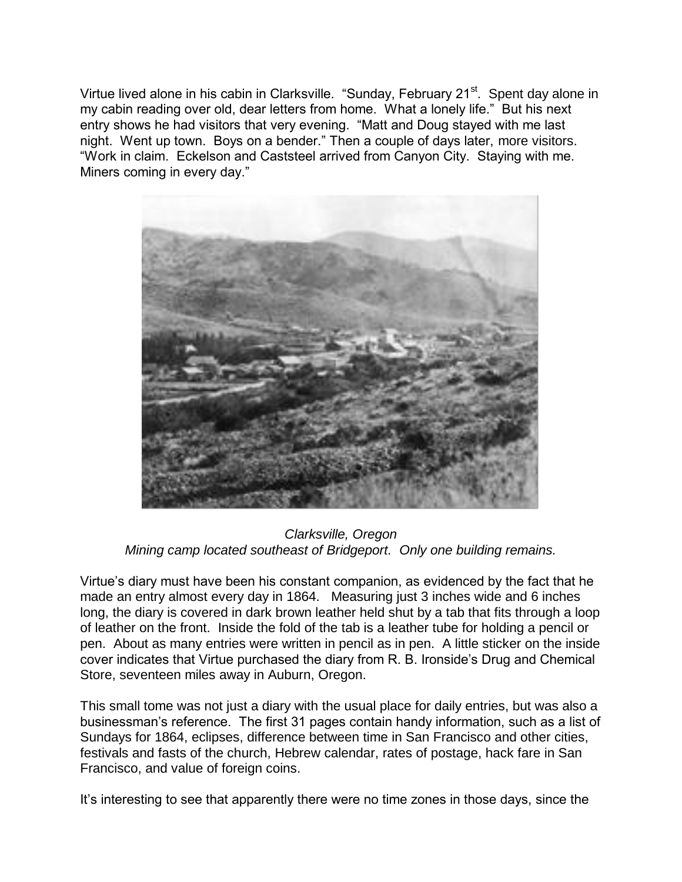Virtue lived alone in his cabin in Clarksville. "Sunday, February 21st. Spent day alone in my cabin reading over old, dear letters from home. What a lonely life." But his next entry shows he had visitors that very evening. "Matt and Doug stayed with me last night. Went up town. Boys on a bender." Then a couple of days later, more visitors. "Work in claim. Eckelson and Caststeel arrived from Canyon City. Staying with me. Miners coming in every day."

*Clarksville, Oregon*
*Mining camp located southeast of Bridgeport. Only one building remains.*

Virtue's diary must have been his constant companion, as evidenced by the fact that he made an entry almost every day in 1864. Measuring just 3 inches wide and 6 inches long, the diary is covered in dark brown leather held shut by a tab that fits through a loop of leather on the front. Inside the fold of the tab is a leather tube for holding a pencil or pen. About as many entries were written in pencil as in pen. A little sticker on the inside cover indicates that Virtue purchased the diary from R. B. Ironside's Drug and Chemical Store, seventeen miles away in Auburn, Oregon.

This small tome was not just a diary with the usual place for daily entries, but was also a businessman's reference. The first 31 pages contain handy information, such as a list of Sundays for 1864, eclipses, difference between time in San Francisco and other cities, festivals and fasts of the church, Hebrew calendar, rates of postage, hack fare in San Francisco, and value of foreign coins.

It's interesting to see that apparently there were no time zones in those days, since the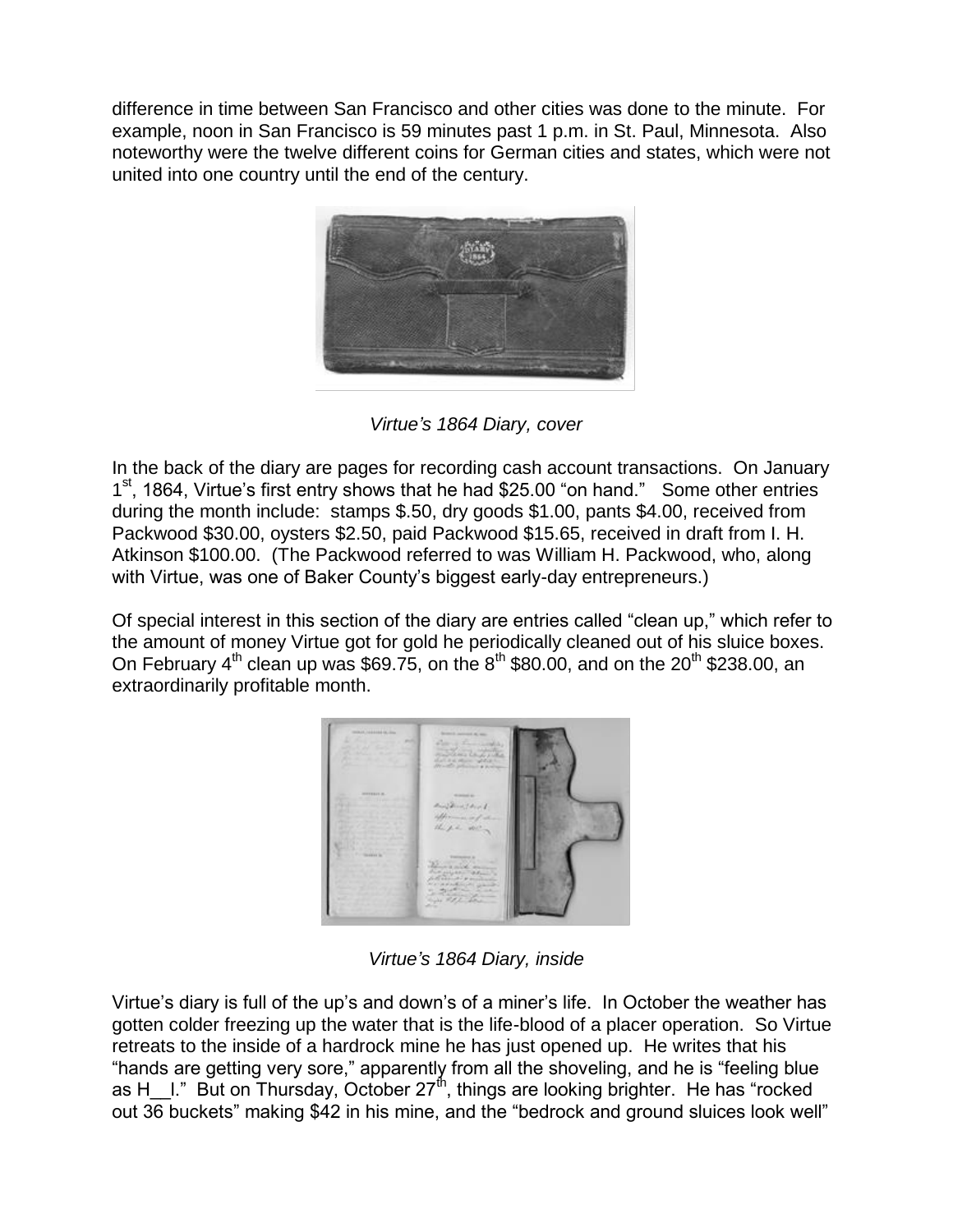difference in time between San Francisco and other cities was done to the minute. For example, noon in San Francisco is 59 minutes past 1 p.m. in St. Paul, Minnesota. Also noteworthy were the twelve different coins for German cities and states, which were not united into one country until the end of the century.

*Virtue's 1864 Diary, cover*

In the back of the diary are pages for recording cash account transactions. On January 1st, 1864, Virtue's first entry shows that he had $25.00 "on hand." Some other entries during the month include: stamps $.50, dry goods $1.00, pants $4.00, received from Packwood $30.00, oysters $2.50, paid Packwood $15.65, received in draft from I. H. Atkinson $100.00. (The Packwood referred to was William H. Packwood, who, along with Virtue, was one of Baker County's biggest early-day entrepreneurs.)

Of special interest in this section of the diary are entries called "clean up," which refer to the amount of money Virtue got for gold he periodically cleaned out of his sluice boxes. On February 4th clean up was $69.75, on the 8th $80.00, and on the 20th $238.00, an extraordinarily profitable month.

*Virtue's 1864 Diary, inside*

Virtue's diary is full of the up's and down's of a miner's life. In October the weather has gotten colder freezing up the water that is the life-blood of a placer operation. So Virtue retreats to the inside of a hardrock mine he has just opened up. He writes that his "hands are getting very sore," apparently from all the shoveling, and he is "feeling blue as H__l." But on Thursday, October 27th, things are looking brighter. He has "rocked out 36 buckets" making $42 in his mine, and the "bedrock and ground sluices look well"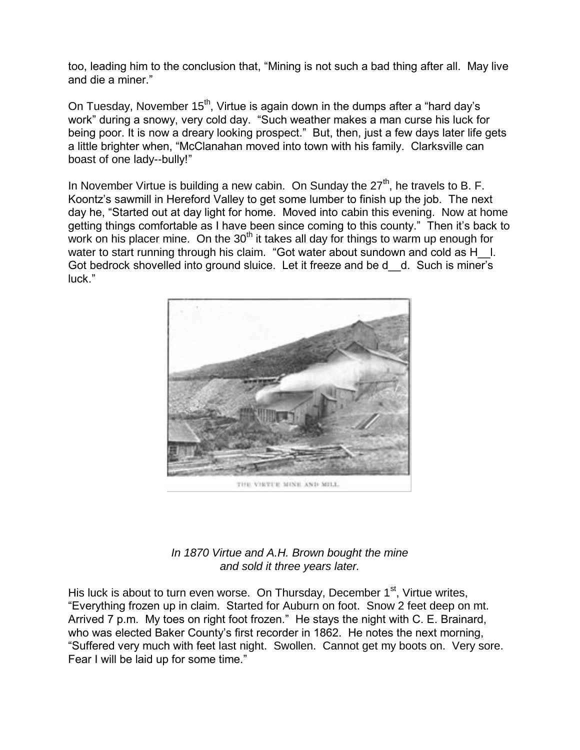too, leading him to the conclusion that, "Mining is not such a bad thing after all. May live and die a miner."

On Tuesday, November 15th, Virtue is again down in the dumps after a "hard day's work" during a snowy, very cold day. "Such weather makes a man curse his luck for being poor. It is now a dreary looking prospect." But, then, just a few days later life gets a little brighter when, "McClanahan moved into town with his family. Clarksville can boast of one lady--bully!"

In November Virtue is building a new cabin. On Sunday the 27th, he travels to B. F. Koontz's sawmill in Hereford Valley to get some lumber to finish up the job. The next day he, "Started out at day light for home. Moved into cabin this evening. Now at home getting things comfortable as I have been since coming to this county." Then it's back to work on his placer mine. On the 30th it takes all day for things to warm up enough for water to start running through his claim. "Got water about sundown and cold as H__l. Got bedrock shovelled into ground sluice. Let it freeze and be d__d. Such is miner's luck."

THE VIRTUE MINE AND MILL.

*In 1870 Virtue and A.H. Brown bought the mine and sold it three years later.*

His luck is about to turn even worse. On Thursday, December 1st, Virtue writes, "Everything frozen up in claim. Started for Auburn on foot. Snow 2 feet deep on mt. Arrived 7 p.m. My toes on right foot frozen." He stays the night with C. E. Brainard, who was elected Baker County's first recorder in 1862. He notes the next morning, "Suffered very much with feet last night. Swollen. Cannot get my boots on. Very sore. Fear I will be laid up for some time."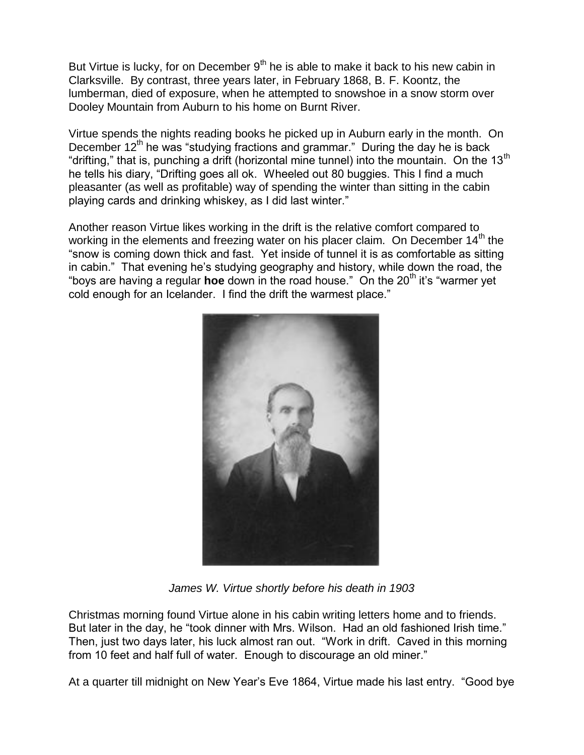But Virtue is lucky, for on December 9th he is able to make it back to his new cabin in Clarksville. By contrast, three years later, in February 1868, B. F. Koontz, the lumberman, died of exposure, when he attempted to snowshoe in a snow storm over Dooley Mountain from Auburn to his home on Burnt River.

Virtue spends the nights reading books he picked up in Auburn early in the month. On December 12th he was "studying fractions and grammar." During the day he is back "drifting," that is, punching a drift (horizontal mine tunnel) into the mountain. On the 13th he tells his diary, "Drifting goes all ok. Wheeled out 80 buggies. This I find a much pleasanter (as well as profitable) way of spending the winter than sitting in the cabin playing cards and drinking whiskey, as I did last winter."

Another reason Virtue likes working in the drift is the relative comfort compared to working in the elements and freezing water on his placer claim. On December 14th the "snow is coming down thick and fast. Yet inside of tunnel it is as comfortable as sitting in cabin." That evening he's studying geography and history, while down the road, the "boys are having a regular **hoe** down in the road house." On the 20th it's "warmer yet cold enough for an Icelander. I find the drift the warmest place."

*James W. Virtue shortly before his death in 1903*

Christmas morning found Virtue alone in his cabin writing letters home and to friends. But later in the day, he "took dinner with Mrs. Wilson. Had an old fashioned Irish time." Then, just two days later, his luck almost ran out. "Work in drift. Caved in this morning from 10 feet and half full of water. Enough to discourage an old miner."

At a quarter till midnight on New Year's Eve 1864, Virtue made his last entry. "Good bye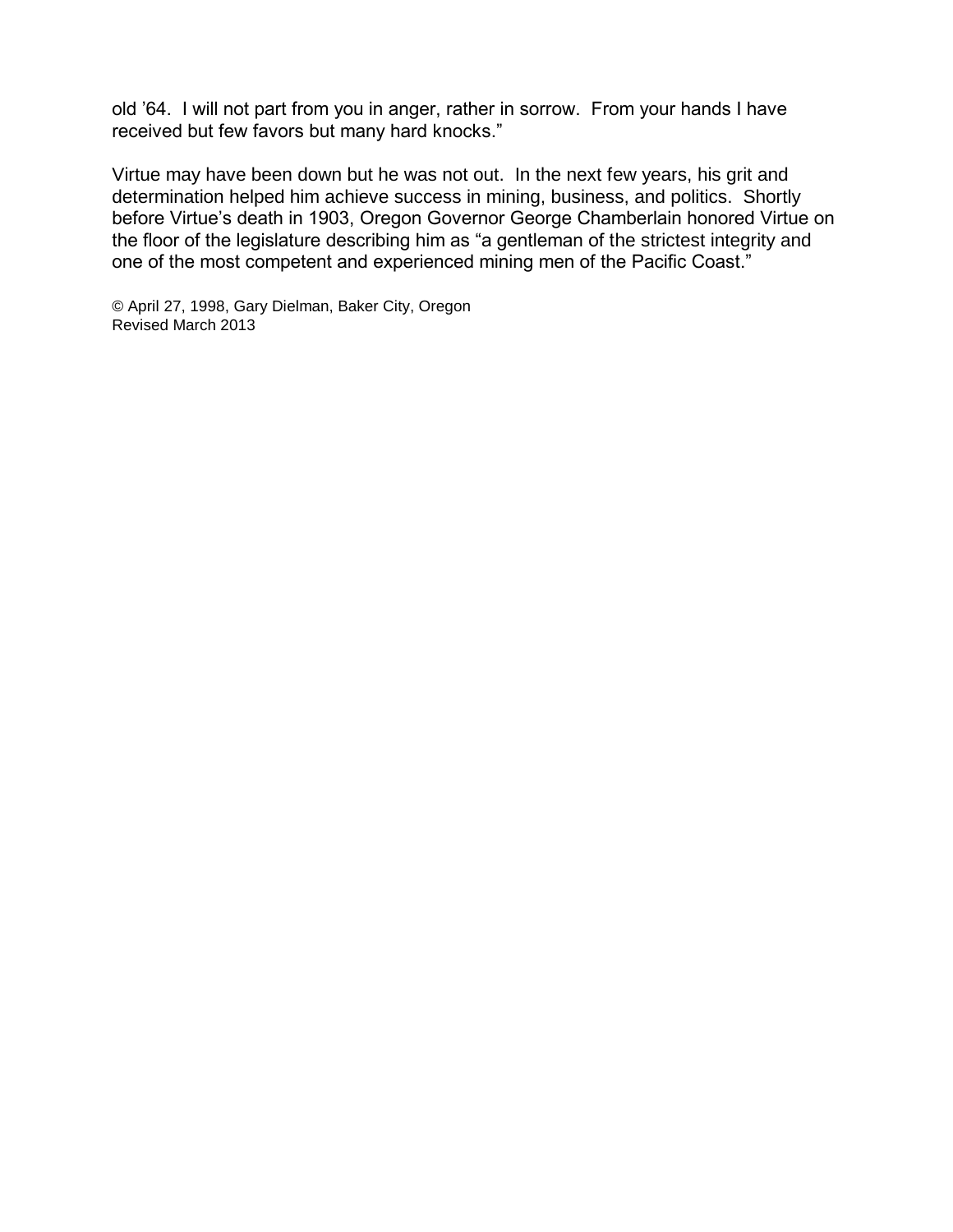old ’64. I will not part from you in anger, rather in sorrow. From your hands I have received but few favors but many hard knocks.”

Virtue may have been down but he was not out. In the next few years, his grit and determination helped him achieve success in mining, business, and politics. Shortly before Virtue’s death in 1903, Oregon Governor George Chamberlain honored Virtue on the floor of the legislature describing him as “a gentleman of the strictest integrity and one of the most competent and experienced mining men of the Pacific Coast.”

© April 27, 1998, Gary Dielman, Baker City, Oregon
Revised March 2013